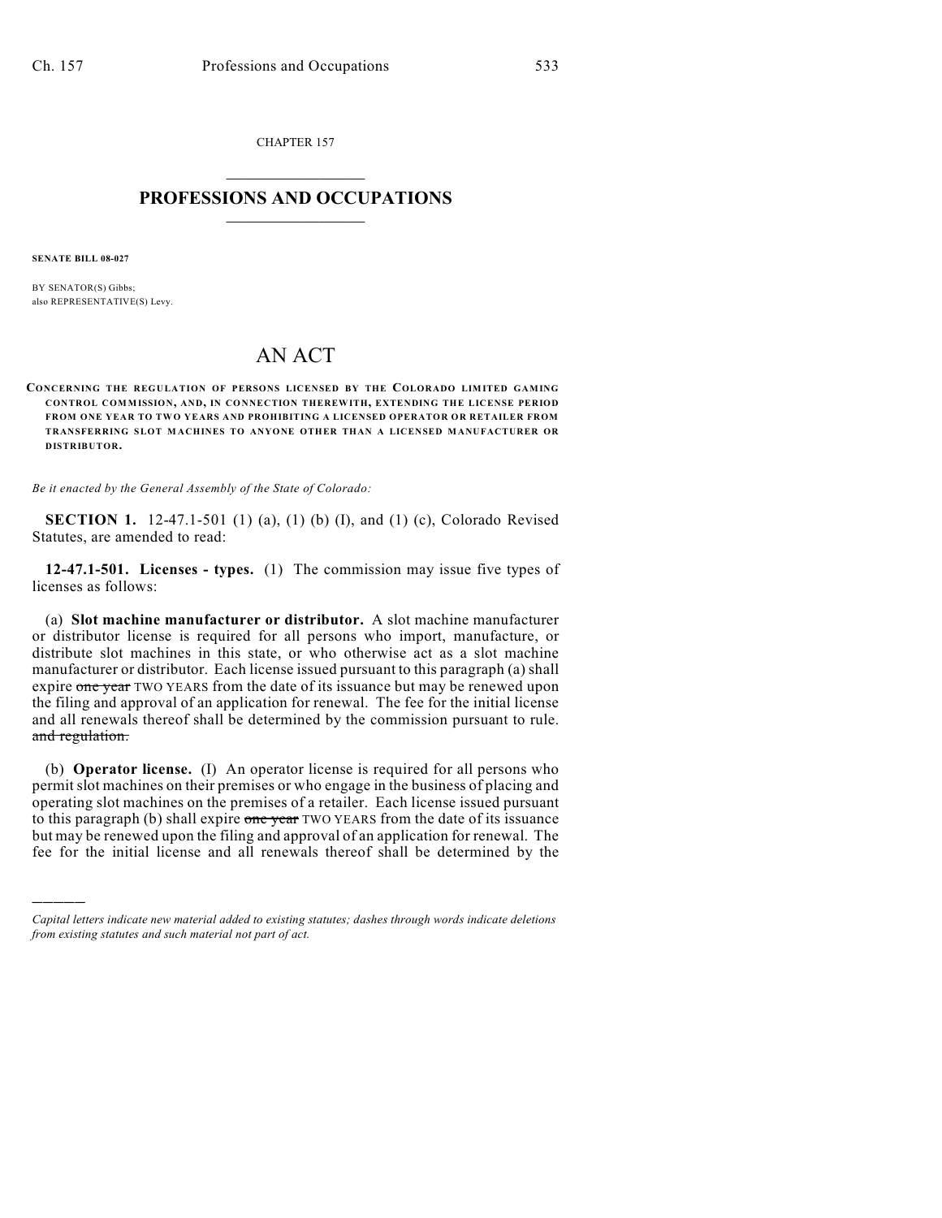CHAPTER 157

# PROFESSIONS AND OCCUPATIONS

**SENATE BILL 08-027**

BY SENATOR(S) Gibbs;
also REPRESENTATIVE(S) Levy.

# AN ACT

**CONCERNING THE REGULATION OF PERSONS LICENSED BY THE COLORADO LIMITED GAMING CONTROL COMMISSION, AND, IN CONNECTION THEREWITH, EXTENDING THE LICENSE PERIOD FROM ONE YEAR TO TWO YEARS AND PROHIBITING A LICENSED OPERATOR OR RETAILER FROM TRANSFERRING SLOT MACHINES TO ANYONE OTHER THAN A LICENSED MANUFACTURER OR DISTRIBUTOR.**

*Be it enacted by the General Assembly of the State of Colorado:*

**SECTION 1.** 12-47.1-501 (1) (a), (1) (b) (I), and (1) (c), Colorado Revised Statutes, are amended to read:

**12-47.1-501. Licenses - types.** (1) The commission may issue five types of licenses as follows:

(a) **Slot machine manufacturer or distributor.** A slot machine manufacturer or distributor license is required for all persons who import, manufacture, or distribute slot machines in this state, or who otherwise act as a slot machine manufacturer or distributor. Each license issued pursuant to this paragraph (a) shall expire ~~one year~~ TWO YEARS from the date of its issuance but may be renewed upon the filing and approval of an application for renewal. The fee for the initial license and all renewals thereof shall be determined by the commission pursuant to rule. ~~and regulation.~~

(b) **Operator license.** (I) An operator license is required for all persons who permit slot machines on their premises or who engage in the business of placing and operating slot machines on the premises of a retailer. Each license issued pursuant to this paragraph (b) shall expire ~~one year~~ TWO YEARS from the date of its issuance but may be renewed upon the filing and approval of an application for renewal. The fee for the initial license and all renewals thereof shall be determined by the

---

*Capital letters indicate new material added to existing statutes; dashes through words indicate deletions from existing statutes and such material not part of act.*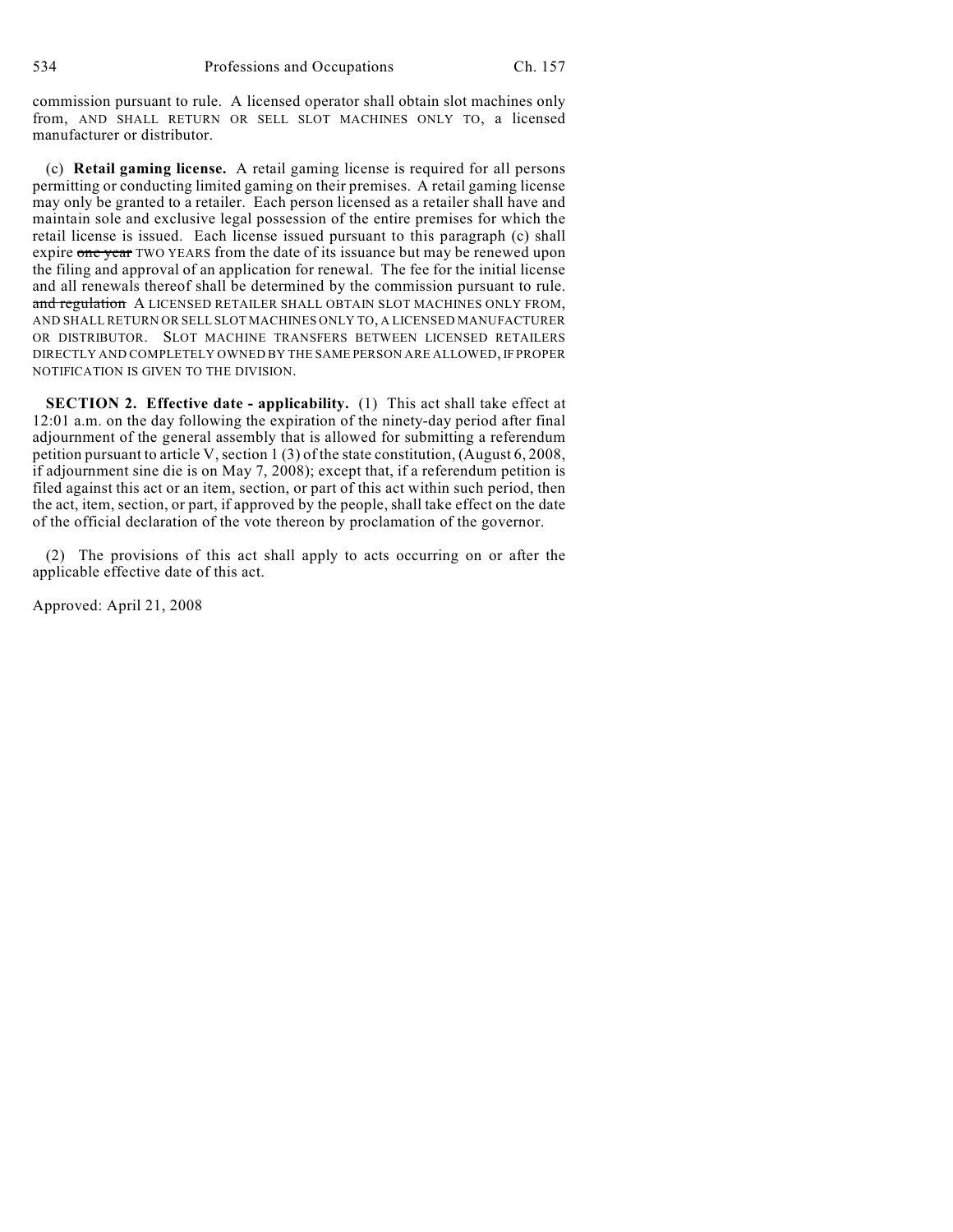commission pursuant to rule. A licensed operator shall obtain slot machines only from, AND SHALL RETURN OR SELL SLOT MACHINES ONLY TO, a licensed manufacturer or distributor.

(c) **Retail gaming license.** A retail gaming license is required for all persons permitting or conducting limited gaming on their premises. A retail gaming license may only be granted to a retailer. Each person licensed as a retailer shall have and maintain sole and exclusive legal possession of the entire premises for which the retail license is issued. Each license issued pursuant to this paragraph (c) shall expire ~~one year~~ TWO YEARS from the date of its issuance but may be renewed upon the filing and approval of an application for renewal. The fee for the initial license and all renewals thereof shall be determined by the commission pursuant to rule. ~~and regulation~~ A LICENSED RETAILER SHALL OBTAIN SLOT MACHINES ONLY FROM, AND SHALL RETURN OR SELL SLOT MACHINES ONLY TO, A LICENSED MANUFACTURER OR DISTRIBUTOR. SLOT MACHINE TRANSFERS BETWEEN LICENSED RETAILERS DIRECTLY AND COMPLETELY OWNED BY THE SAME PERSON ARE ALLOWED, IF PROPER NOTIFICATION IS GIVEN TO THE DIVISION.

**SECTION 2. Effective date - applicability.** (1) This act shall take effect at 12:01 a.m. on the day following the expiration of the ninety-day period after final adjournment of the general assembly that is allowed for submitting a referendum petition pursuant to article V, section 1 (3) of the state constitution, (August 6, 2008, if adjournment sine die is on May 7, 2008); except that, if a referendum petition is filed against this act or an item, section, or part of this act within such period, then the act, item, section, or part, if approved by the people, shall take effect on the date of the official declaration of the vote thereon by proclamation of the governor.

(2) The provisions of this act shall apply to acts occurring on or after the applicable effective date of this act.

Approved: April 21, 2008